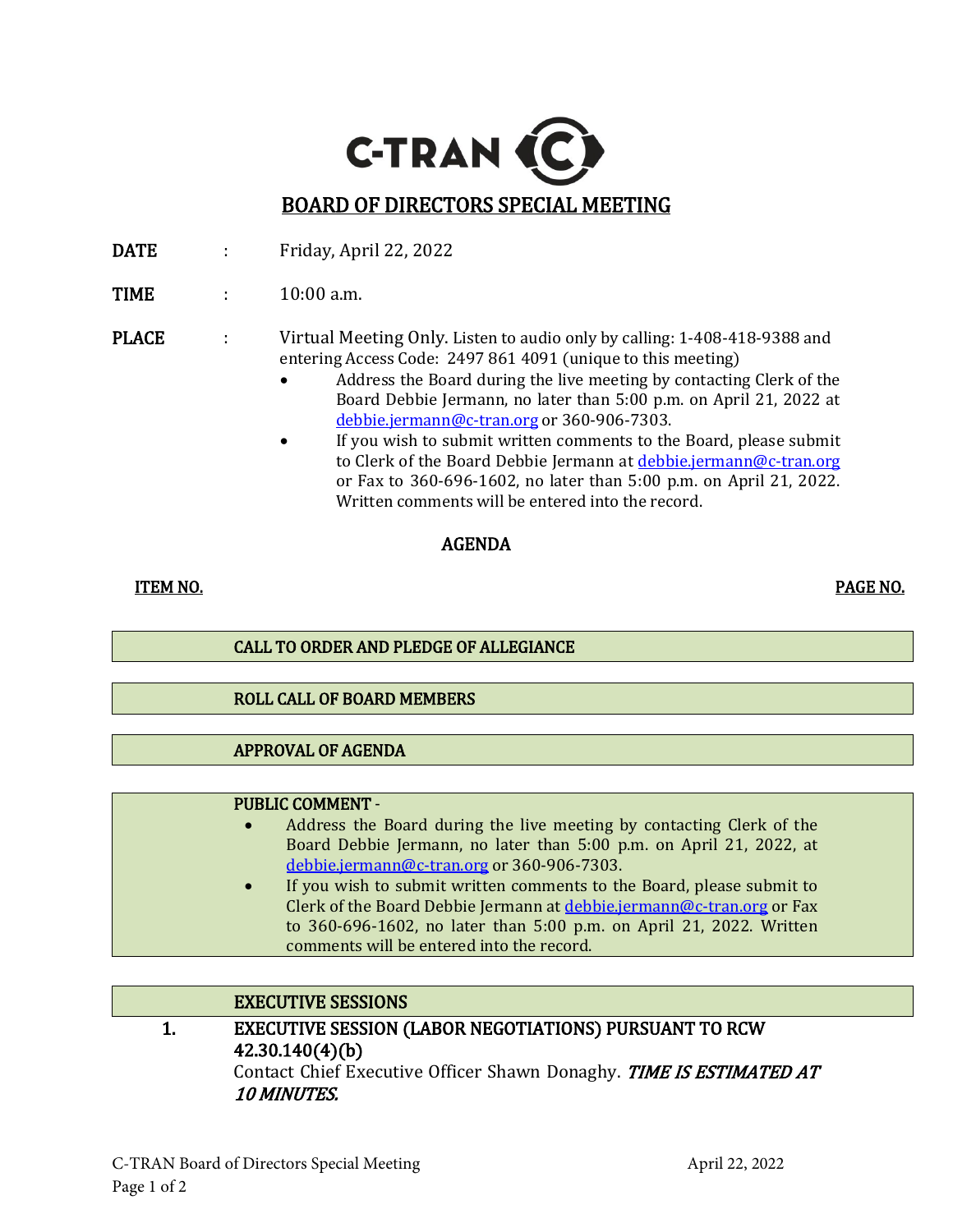# C-TRAN

## BOARD OF DIRECTORS SPECIAL MEETING

**DATE** : Friday, April 22, 2022

**TIME** : 10:00 a.m.

**PLACE** : Virtual Meeting Only. Listen to audio only by calling: 1-408-418-9388 and entering Access Code: 2497 861 4091 (unique to this meeting)

- Address the Board during the live meeting by contacting Clerk of the Board Debbie Jermann, no later than 5:00 p.m. on April 21, 2022 at debbie.jermann@c-tran.org or 360-906-7303.
- If you wish to submit written comments to the Board, please submit to Clerk of the Board Debbie Jermann at debbie.jermann@c-tran.org or Fax to 360-696-1602, no later than 5:00 p.m. on April 21, 2022. Written comments will be entered into the record.

### AGENDA

| ITEM NO. | | PAGE NO. |
|---|---|---|
| | **CALL TO ORDER AND PLEDGE OF ALLEGIANCE** | |
| | **ROLL CALL OF BOARD MEMBERS** | |
| | **APPROVAL OF AGENDA** | |
| | **PUBLIC COMMENT -** <br>• Address the Board during the live meeting by contacting Clerk of the Board Debbie Jermann, no later than 5:00 p.m. on April 21, 2022, at debbie.jermann@c-tran.org or 360-906-7303.<br>• If you wish to submit written comments to the Board, please submit to Clerk of the Board Debbie Jermann at debbie.jermann@c-tran.org or Fax to 360-696-1602, no later than 5:00 p.m. on April 21, 2022. Written comments will be entered into the record. | |
| | **EXECUTIVE SESSIONS** | |
| 1. | **EXECUTIVE SESSION (LABOR NEGOTIATIONS) PURSUANT TO RCW 42.30.140(4)(b)**<br>Contact Chief Executive Officer Shawn Donaghy. ***TIME IS ESTIMATED AT 10 MINUTES.*** | |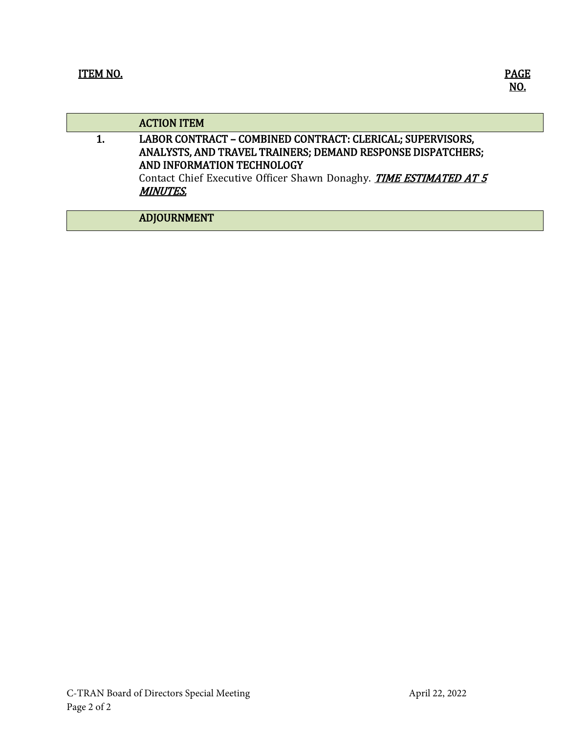| ITEM NO. | | PAGE NO. |
|---|---|---|
| | **ACTION ITEM** | |
| 1. | **LABOR CONTRACT – COMBINED CONTRACT: CLERICAL; SUPERVISORS, ANALYSTS, AND TRAVEL TRAINERS; DEMAND RESPONSE DISPATCHERS; AND INFORMATION TECHNOLOGY**<br>Contact Chief Executive Officer Shawn Donaghy. ***TIME ESTIMATED AT 5 MINUTES.*** | |
| | **ADJOURNMENT** | |